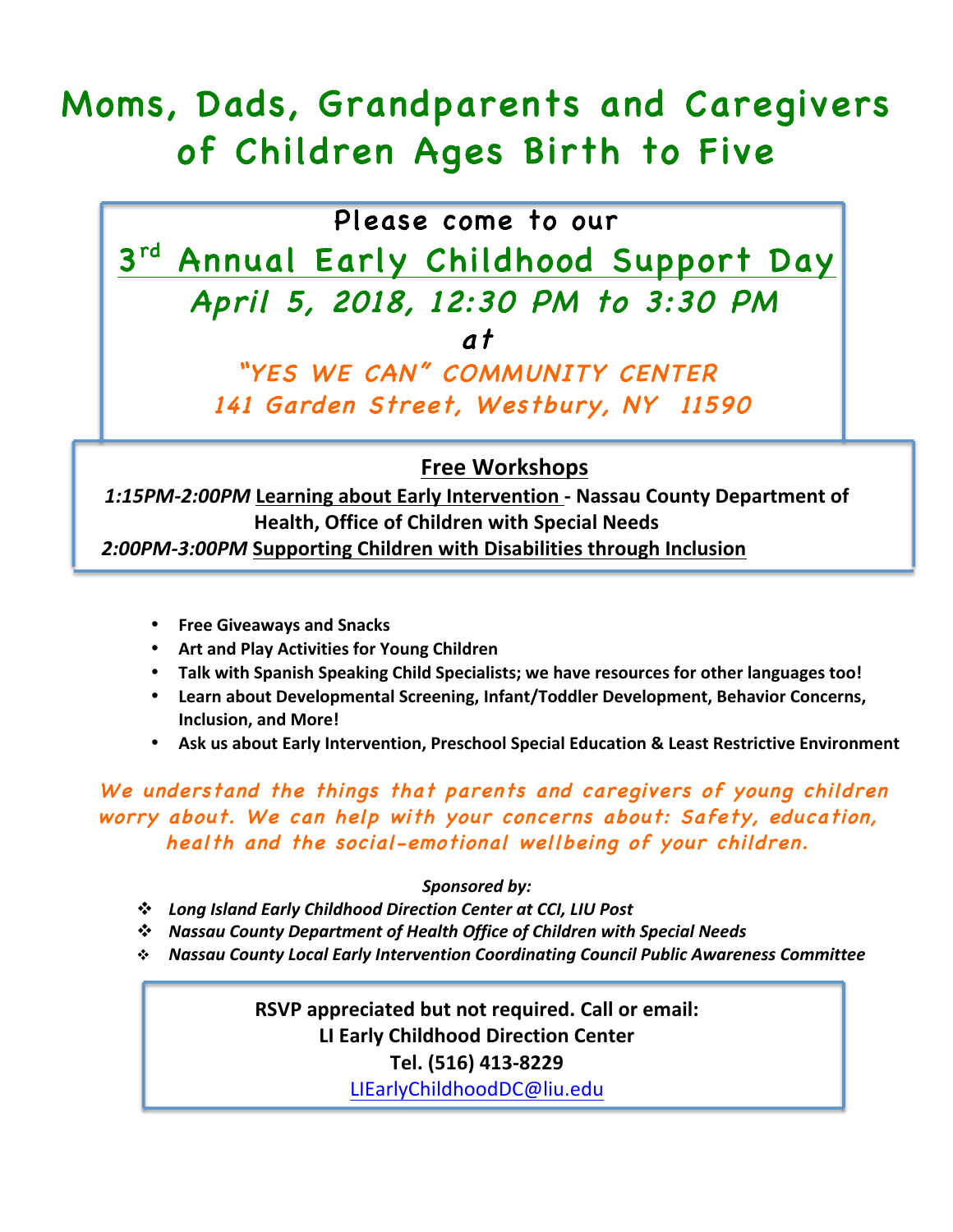# Moms, Dads, Grandparents and Caregivers of Children Ages Birth to Five

Please come to our

## 3rd Annual Early Childhood Support Day

*April 5, 2018, 12:30 PM to 3:30 PM*

*at*

*"YES WE CAN" COMMUNITY CENTER*

*141 Garden Street, Westbury, NY 11590*

### Free Workshops

***1:15PM-2:00PM*** **Learning about Early Intervention - Nassau County Department of Health, Office of Children with Special Needs**

***2:00PM-3:00PM*** **Supporting Children with Disabilities through Inclusion**

- **Free Giveaways and Snacks**
- **Art and Play Activities for Young Children**
- **Talk with Spanish Speaking Child Specialists; we have resources for other languages too!**
- **Learn about Developmental Screening, Infant/Toddler Development, Behavior Concerns, Inclusion, and More!**
- **Ask us about Early Intervention, Preschool Special Education & Least Restrictive Environment**

*We understand the things that parents and caregivers of young children worry about. We can help with your concerns about: Safety, education, health and the social-emotional wellbeing of your children.*

***Sponsored by:***

- ***Long Island Early Childhood Direction Center at CCI, LIU Post***
- ***Nassau County Department of Health Office of Children with Special Needs***
- ***Nassau County Local Early Intervention Coordinating Council Public Awareness Committee***

**RSVP appreciated but not required. Call or email:**
**LI Early Childhood Direction Center**
**Tel. (516) 413-8229**
LIEarlyChildhoodDC@liu.edu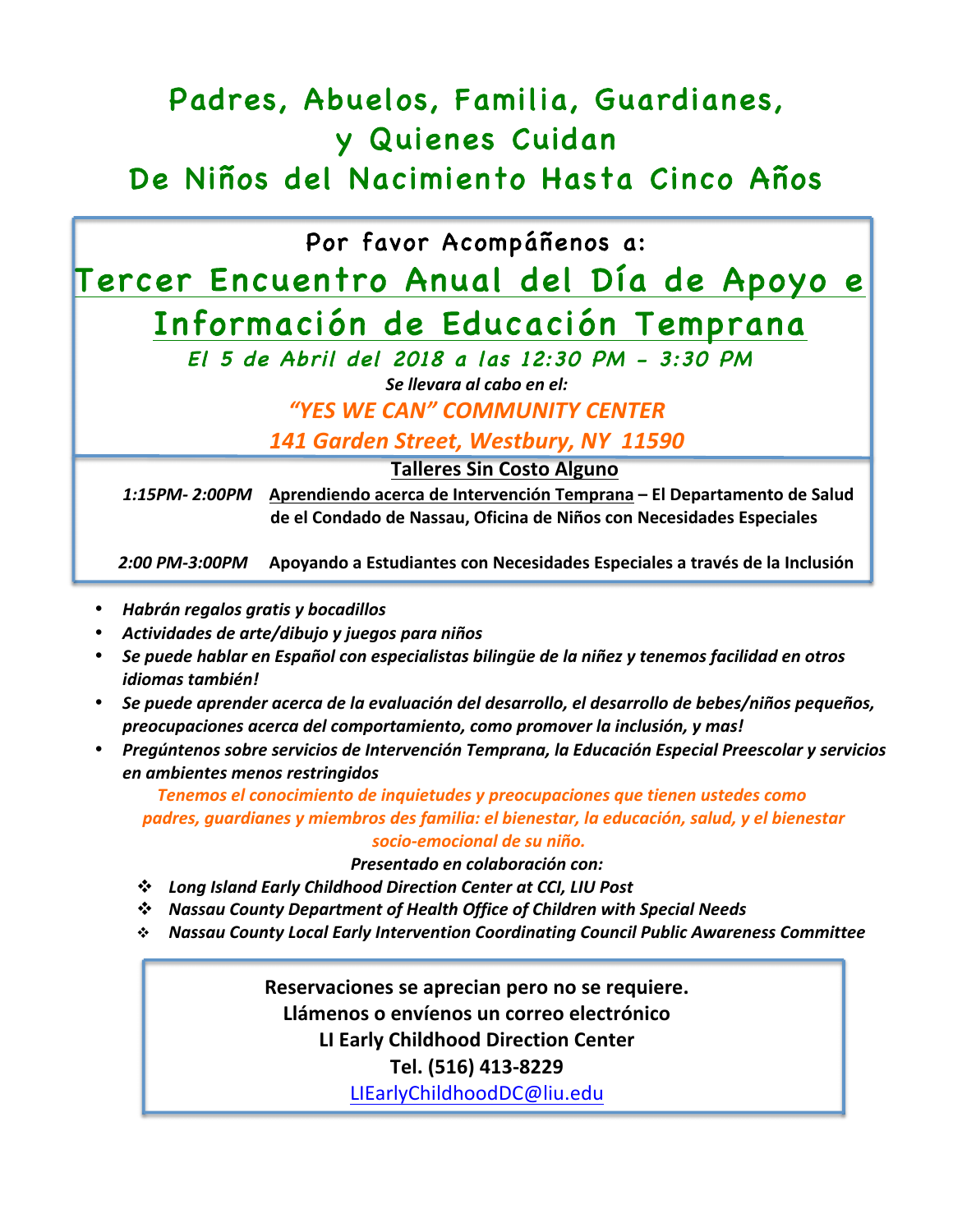# Padres, Abuelos, Familia, Guardianes, y Quienes Cuidan De Niños del Nacimiento Hasta Cinco Años

Por favor Acompáñenos a:

## Tercer Encuentro Anual del Día de Apoyo e Información de Educación Temprana

*El 5 de Abril del 2018 a las 12:30 PM - 3:30 PM*

***Se llevara al cabo en el:***

***"YES WE CAN" COMMUNITY CENTER***

***141 Garden Street, Westbury, NY 11590***

**Talleres Sin Costo Alguno**

***1:15PM- 2:00PM*** **Aprendiendo acerca de Intervención Temprana – El Departamento de Salud de el Condado de Nassau, Oficina de Niños con Necesidades Especiales**

***2:00 PM-3:00PM*** **Apoyando a Estudiantes con Necesidades Especiales a través de la Inclusión**

- ***Habrán regalos gratis y bocadillos***
- ***Actividades de arte/dibujo y juegos para niños***
- ***Se puede hablar en Español con especialistas bilingüe de la niñez y tenemos facilidad en otros idiomas también!***
- ***Se puede aprender acerca de la evaluación del desarrollo, el desarrollo de bebes/niños pequeños, preocupaciones acerca del comportamiento, como promover la inclusión, y mas!***
- ***Pregúntenos sobre servicios de Intervención Temprana, la Educación Especial Preescolar y servicios en ambientes menos restringidos***

***Tenemos el conocimiento de inquietudes y preocupaciones que tienen ustedes como padres, guardianes y miembros des familia: el bienestar, la educación, salud, y el bienestar socio-emocional de su niño.***

***Presentado en colaboración con:***

- ***Long Island Early Childhood Direction Center at CCI, LIU Post***
- ***Nassau County Department of Health Office of Children with Special Needs***
- ***Nassau County Local Early Intervention Coordinating Council Public Awareness Committee***

**Reservaciones se aprecian pero no se requiere.**
**Llámenos o envíenos un correo electrónico**
**LI Early Childhood Direction Center**
**Tel. (516) 413-8229**
LIEarlyChildhoodDC@liu.edu